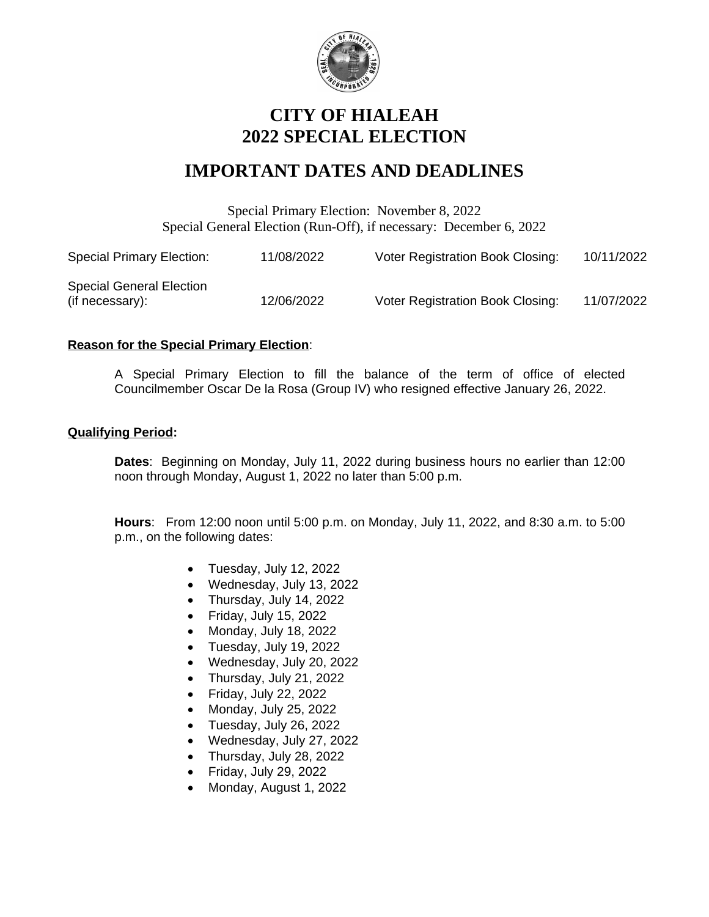# CITY OF HIALEAH
# 2022 SPECIAL ELECTION

## IMPORTANT DATES AND DEADLINES

Special Primary Election: November 8, 2022
Special General Election (Run-Off), if necessary: December 6, 2022

| | | | |
|---|---|---|---|
| Special Primary Election: | 11/08/2022 | Voter Registration Book Closing: | 10/11/2022 |
| Special General Election (if necessary): | 12/06/2022 | Voter Registration Book Closing: | 11/07/2022 |

**Reason for the Special Primary Election**:

A Special Primary Election to fill the balance of the term of office of elected Councilmember Oscar De la Rosa (Group IV) who resigned effective January 26, 2022.

**Qualifying Period:**

**Dates**: Beginning on Monday, July 11, 2022 during business hours no earlier than 12:00 noon through Monday, August 1, 2022 no later than 5:00 p.m.

**Hours**: From 12:00 noon until 5:00 p.m. on Monday, July 11, 2022, and 8:30 a.m. to 5:00 p.m., on the following dates:

- Tuesday, July 12, 2022
- Wednesday, July 13, 2022
- Thursday, July 14, 2022
- Friday, July 15, 2022
- Monday, July 18, 2022
- Tuesday, July 19, 2022
- Wednesday, July 20, 2022
- Thursday, July 21, 2022
- Friday, July 22, 2022
- Monday, July 25, 2022
- Tuesday, July 26, 2022
- Wednesday, July 27, 2022
- Thursday, July 28, 2022
- Friday, July 29, 2022
- Monday, August 1, 2022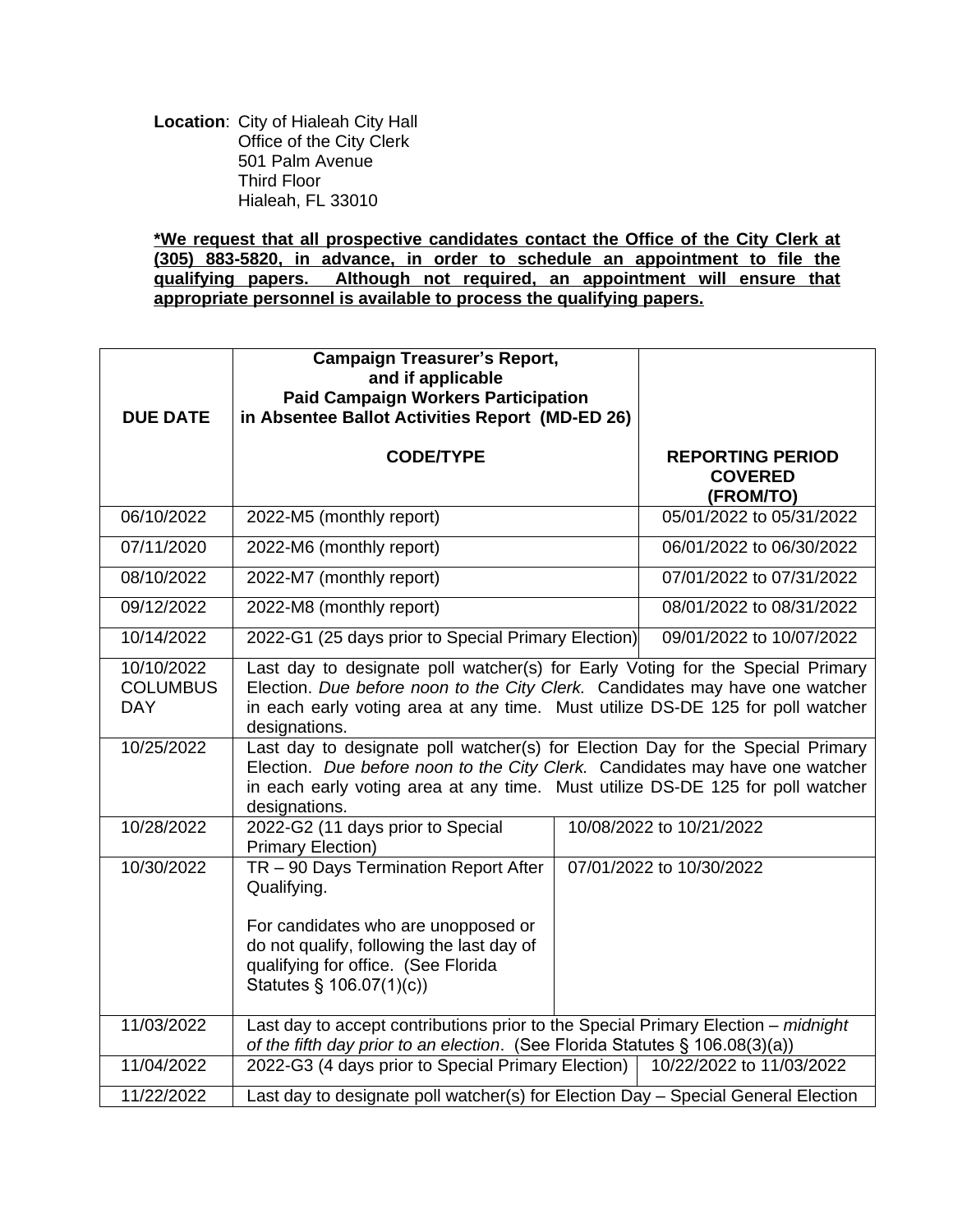**Location**: City of Hialeah City Hall
Office of the City Clerk
501 Palm Avenue
Third Floor
Hialeah, FL 33010

**\*We request that all prospective candidates contact the Office of the City Clerk at (305) 883-5820, in advance, in order to schedule an appointment to file the qualifying papers. Although not required, an appointment will ensure that appropriate personnel is available to process the qualifying papers.**

| DUE DATE | Campaign Treasurer's Report, and if applicable Paid Campaign Workers Participation in Absentee Ballot Activities Report (MD-ED 26) CODE/TYPE | REPORTING PERIOD COVERED (FROM/TO) |
|---|---|---|
| 06/10/2022 | 2022-M5 (monthly report) | 05/01/2022 to 05/31/2022 |
| 07/11/2020 | 2022-M6 (monthly report) | 06/01/2022 to 06/30/2022 |
| 08/10/2022 | 2022-M7 (monthly report) | 07/01/2022 to 07/31/2022 |
| 09/12/2022 | 2022-M8 (monthly report) | 08/01/2022 to 08/31/2022 |
| 10/14/2022 | 2022-G1 (25 days prior to Special Primary Election) | 09/01/2022 to 10/07/2022 |
| 10/10/2022 COLUMBUS DAY | Last day to designate poll watcher(s) for Early Voting for the Special Primary Election. *Due before noon to the City Clerk.* Candidates may have one watcher in each early voting area at any time. Must utilize DS-DE 125 for poll watcher designations. | |
| 10/25/2022 | Last day to designate poll watcher(s) for Election Day for the Special Primary Election. *Due before noon to the City Clerk.* Candidates may have one watcher in each early voting area at any time. Must utilize DS-DE 125 for poll watcher designations. | |
| 10/28/2022 | 2022-G2 (11 days prior to Special Primary Election) | 10/08/2022 to 10/21/2022 |
| 10/30/2022 | TR – 90 Days Termination Report After Qualifying.<br><br>For candidates who are unopposed or do not qualify, following the last day of qualifying for office. (See Florida Statutes § 106.07(1)(c)) | 07/01/2022 to 10/30/2022 |
| 11/03/2022 | Last day to accept contributions prior to the Special Primary Election – *midnight of the fifth day prior to an election*. (See Florida Statutes § 106.08(3)(a)) | |
| 11/04/2022 | 2022-G3 (4 days prior to Special Primary Election) | 10/22/2022 to 11/03/2022 |
| 11/22/2022 | Last day to designate poll watcher(s) for Election Day – Special General Election | |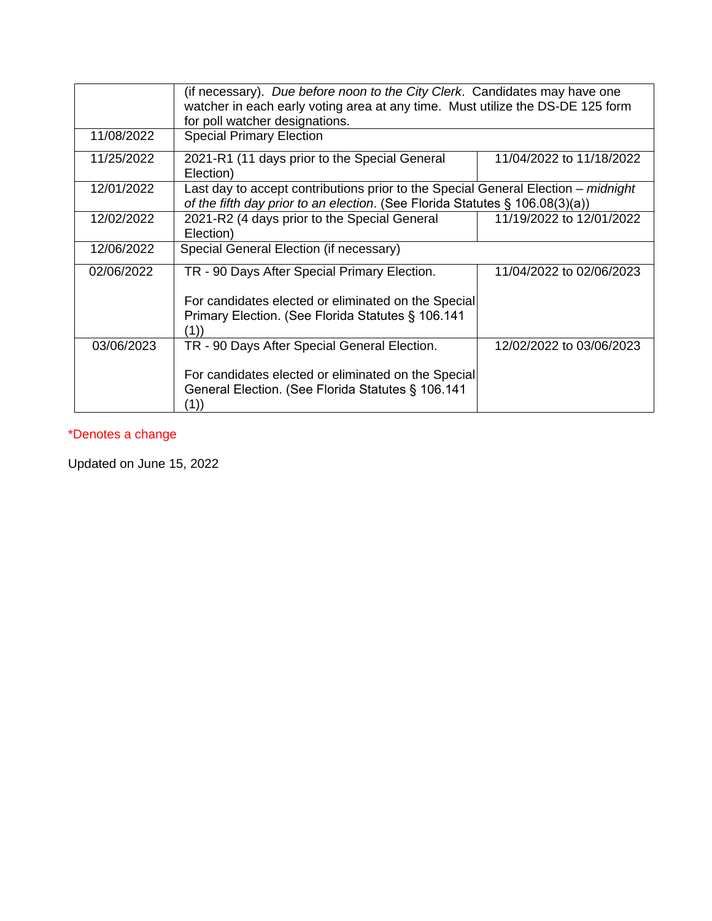| | | |
|---|---|---|
| | (if necessary). *Due before noon to the City Clerk*. Candidates may have one watcher in each early voting area at any time. Must utilize the DS-DE 125 form for poll watcher designations. | |
| 11/08/2022 | Special Primary Election | |
| 11/25/2022 | 2021-R1 (11 days prior to the Special General Election) | 11/04/2022 to 11/18/2022 |
| 12/01/2022 | Last day to accept contributions prior to the Special General Election – *midnight of the fifth day prior to an election*. (See Florida Statutes § 106.08(3)(a)) | |
| 12/02/2022 | 2021-R2 (4 days prior to the Special General Election) | 11/19/2022 to 12/01/2022 |
| 12/06/2022 | Special General Election (if necessary) | |
| 02/06/2022 | TR - 90 Days After Special Primary Election.<br><br>For candidates elected or eliminated on the Special Primary Election. (See Florida Statutes § 106.141 (1)) | 11/04/2022 to 02/06/2023 |
| 03/06/2023 | TR - 90 Days After Special General Election.<br><br>For candidates elected or eliminated on the Special General Election. (See Florida Statutes § 106.141 (1)) | 12/02/2022 to 03/06/2023 |

*Denotes a change

Updated on June 15, 2022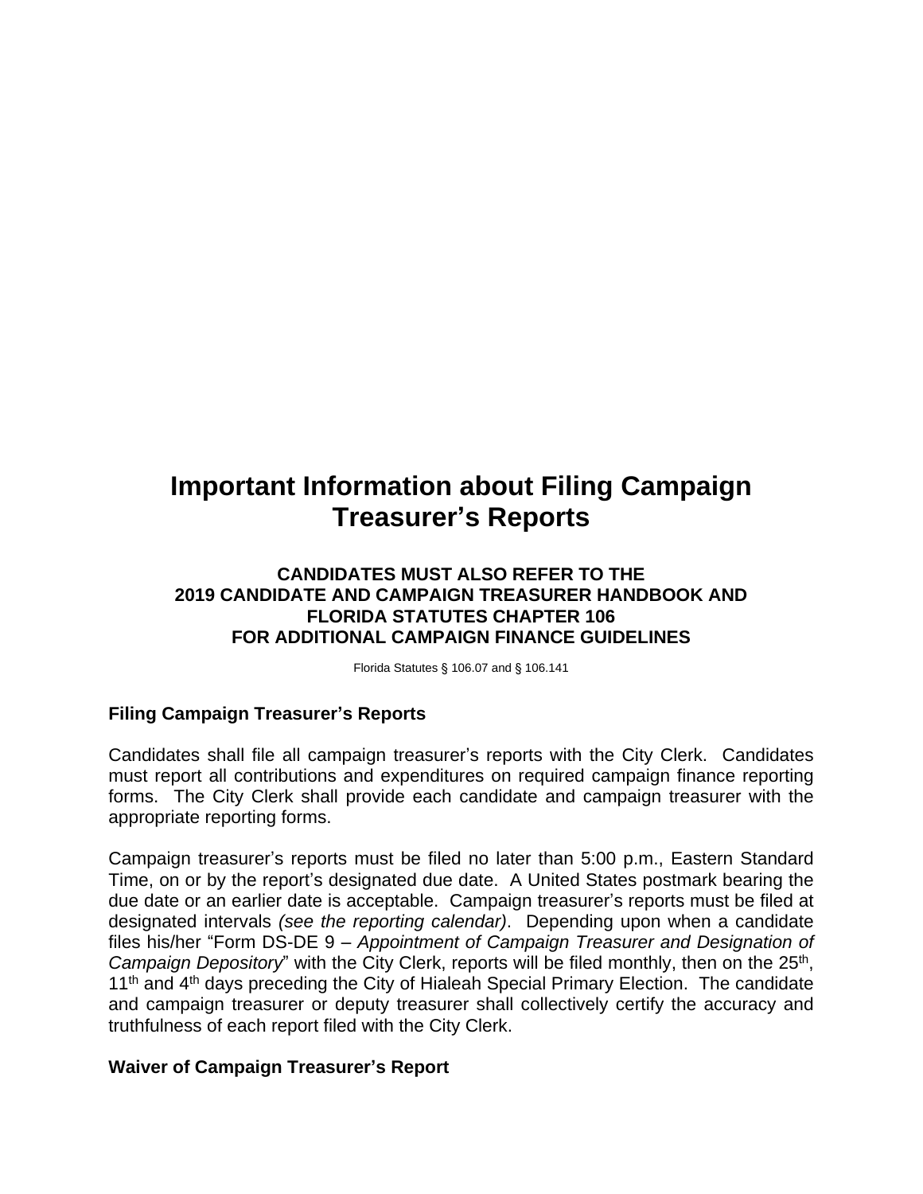# Important Information about Filing Campaign Treasurer's Reports

**CANDIDATES MUST ALSO REFER TO THE 2019 CANDIDATE AND CAMPAIGN TREASURER HANDBOOK AND FLORIDA STATUTES CHAPTER 106 FOR ADDITIONAL CAMPAIGN FINANCE GUIDELINES**

Florida Statutes § 106.07 and § 106.141

### Filing Campaign Treasurer's Reports

Candidates shall file all campaign treasurer's reports with the City Clerk. Candidates must report all contributions and expenditures on required campaign finance reporting forms. The City Clerk shall provide each candidate and campaign treasurer with the appropriate reporting forms.

Campaign treasurer's reports must be filed no later than 5:00 p.m., Eastern Standard Time, on or by the report's designated due date. A United States postmark bearing the due date or an earlier date is acceptable. Campaign treasurer's reports must be filed at designated intervals *(see the reporting calendar)*. Depending upon when a candidate files his/her "Form DS-DE 9 – *Appointment of Campaign Treasurer and Designation of Campaign Depository*" with the City Clerk, reports will be filed monthly, then on the 25th, 11th and 4th days preceding the City of Hialeah Special Primary Election. The candidate and campaign treasurer or deputy treasurer shall collectively certify the accuracy and truthfulness of each report filed with the City Clerk.

### Waiver of Campaign Treasurer's Report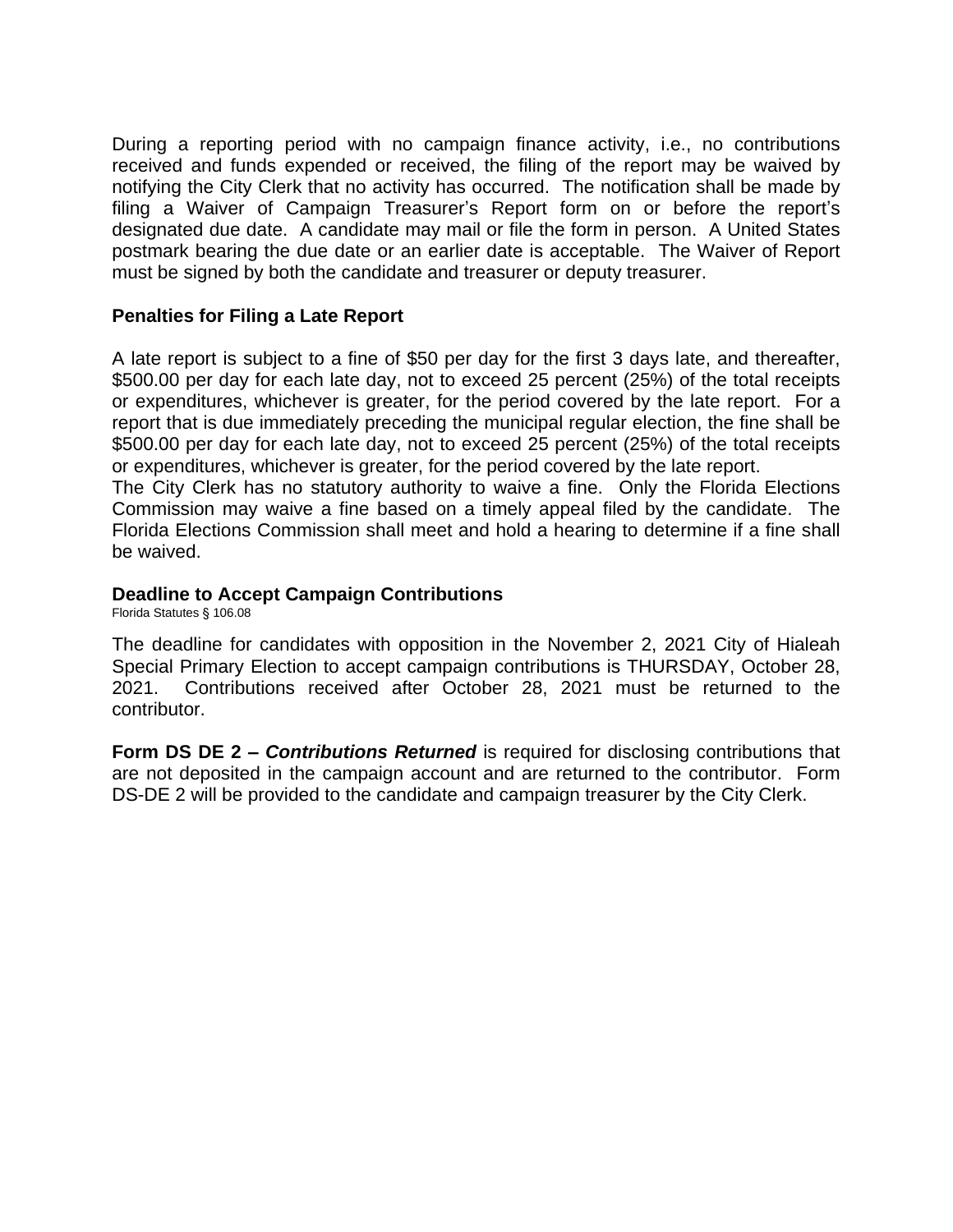During a reporting period with no campaign finance activity, i.e., no contributions received and funds expended or received, the filing of the report may be waived by notifying the City Clerk that no activity has occurred. The notification shall be made by filing a Waiver of Campaign Treasurer's Report form on or before the report's designated due date. A candidate may mail or file the form in person. A United States postmark bearing the due date or an earlier date is acceptable. The Waiver of Report must be signed by both the candidate and treasurer or deputy treasurer.

### Penalties for Filing a Late Report

A late report is subject to a fine of $50 per day for the first 3 days late, and thereafter, $500.00 per day for each late day, not to exceed 25 percent (25%) of the total receipts or expenditures, whichever is greater, for the period covered by the late report. For a report that is due immediately preceding the municipal regular election, the fine shall be $500.00 per day for each late day, not to exceed 25 percent (25%) of the total receipts or expenditures, whichever is greater, for the period covered by the late report.
The City Clerk has no statutory authority to waive a fine. Only the Florida Elections Commission may waive a fine based on a timely appeal filed by the candidate. The Florida Elections Commission shall meet and hold a hearing to determine if a fine shall be waived.

### Deadline to Accept Campaign Contributions

Florida Statutes § 106.08

The deadline for candidates with opposition in the November 2, 2021 City of Hialeah Special Primary Election to accept campaign contributions is THURSDAY, October 28, 2021. Contributions received after October 28, 2021 must be returned to the contributor.

**Form DS DE 2 – *Contributions Returned*** is required for disclosing contributions that are not deposited in the campaign account and are returned to the contributor. Form DS-DE 2 will be provided to the candidate and campaign treasurer by the City Clerk.